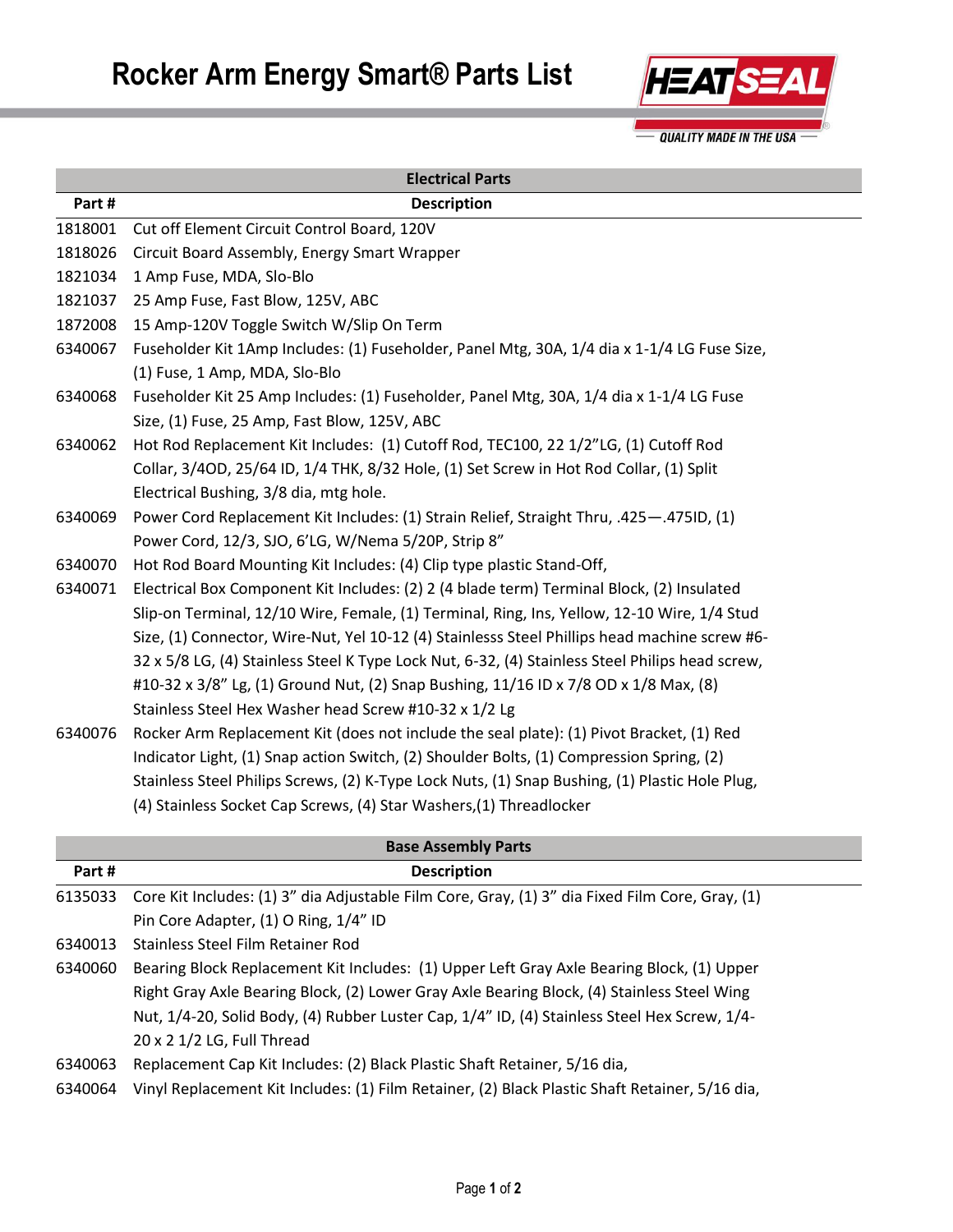# Rocker Arm Energy Smart® Parts List

HEATSEAL — QUALITY MADE IN THE USA

| Electrical Parts | |
|---|---|
| **Part #** | **Description** |
| 1818001 | Cut off Element Circuit Control Board, 120V |
| 1818026 | Circuit Board Assembly, Energy Smart Wrapper |
| 1821034 | 1 Amp Fuse, MDA, Slo-Blo |
| 1821037 | 25 Amp Fuse, Fast Blow, 125V, ABC |
| 1872008 | 15 Amp-120V Toggle Switch W/Slip On Term |
| 6340067 | Fuseholder Kit 1Amp Includes: (1) Fuseholder, Panel Mtg, 30A, 1/4 dia x 1-1/4 LG Fuse Size, (1) Fuse, 1 Amp, MDA, Slo-Blo |
| 6340068 | Fuseholder Kit 25 Amp Includes: (1) Fuseholder, Panel Mtg, 30A, 1/4 dia x 1-1/4 LG Fuse Size, (1) Fuse, 25 Amp, Fast Blow, 125V, ABC |
| 6340062 | Hot Rod Replacement Kit Includes: (1) Cutoff Rod, TEC100, 22 1/2"LG, (1) Cutoff Rod Collar, 3/4OD, 25/64 ID, 1/4 THK, 8/32 Hole, (1) Set Screw in Hot Rod Collar, (1) Split Electrical Bushing, 3/8 dia, mtg hole. |
| 6340069 | Power Cord Replacement Kit Includes: (1) Strain Relief, Straight Thru, .425—.475ID, (1) Power Cord, 12/3, SJO, 6'LG, W/Nema 5/20P, Strip 8" |
| 6340070 | Hot Rod Board Mounting Kit Includes: (4) Clip type plastic Stand-Off, |
| 6340071 | Electrical Box Component Kit Includes: (2) 2 (4 blade term) Terminal Block, (2) Insulated Slip-on Terminal, 12/10 Wire, Female, (1) Terminal, Ring, Ins, Yellow, 12-10 Wire, 1/4 Stud Size, (1) Connector, Wire-Nut, Yel 10-12 (4) Stainlesss Steel Phillips head machine screw #6-32 x 5/8 LG, (4) Stainless Steel K Type Lock Nut, 6-32, (4) Stainless Steel Philips head screw, #10-32 x 3/8" Lg, (1) Ground Nut, (2) Snap Bushing, 11/16 ID x 7/8 OD x 1/8 Max, (8) Stainless Steel Hex Washer head Screw #10-32 x 1/2 Lg |
| 6340076 | Rocker Arm Replacement Kit (does not include the seal plate): (1) Pivot Bracket, (1) Red Indicator Light, (1) Snap action Switch, (2) Shoulder Bolts, (1) Compression Spring, (2) Stainless Steel Philips Screws, (2) K-Type Lock Nuts, (1) Snap Bushing, (1) Plastic Hole Plug, (4) Stainless Socket Cap Screws, (4) Star Washers,(1) Threadlocker |

| Base Assembly Parts | |
|---|---|
| **Part #** | **Description** |
| 6135033 | Core Kit Includes: (1) 3" dia Adjustable Film Core, Gray, (1) 3" dia Fixed Film Core, Gray, (1) Pin Core Adapter, (1) O Ring, 1/4" ID |
| 6340013 | Stainless Steel Film Retainer Rod |
| 6340060 | Bearing Block Replacement Kit Includes: (1) Upper Left Gray Axle Bearing Block, (1) Upper Right Gray Axle Bearing Block, (2) Lower Gray Axle Bearing Block, (4) Stainless Steel Wing Nut, 1/4-20, Solid Body, (4) Rubber Luster Cap, 1/4" ID, (4) Stainless Steel Hex Screw, 1/4-20 x 2 1/2 LG, Full Thread |
| 6340063 | Replacement Cap Kit Includes: (2) Black Plastic Shaft Retainer, 5/16 dia, |
| 6340064 | Vinyl Replacement Kit Includes: (1) Film Retainer, (2) Black Plastic Shaft Retainer, 5/16 dia, |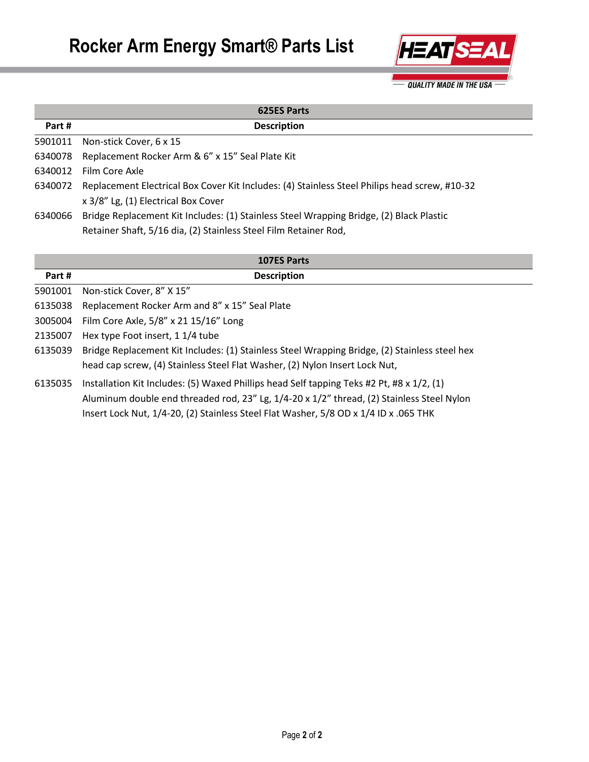# Rocker Arm Energy Smart® Parts List

HEATSEAL — QUALITY MADE IN THE USA

| 625ES Parts | |
|---|---|
| **Part #** | **Description** |
| 5901011 | Non-stick Cover, 6 x 15 |
| 6340078 | Replacement Rocker Arm & 6" x 15" Seal Plate Kit |
| 6340012 | Film Core Axle |
| 6340072 | Replacement Electrical Box Cover Kit Includes: (4) Stainless Steel Philips head screw, #10-32 x 3/8" Lg, (1) Electrical Box Cover |
| 6340066 | Bridge Replacement Kit Includes: (1) Stainless Steel Wrapping Bridge, (2) Black Plastic Retainer Shaft, 5/16 dia, (2) Stainless Steel Film Retainer Rod, |

| 107ES Parts | |
|---|---|
| **Part #** | **Description** |
| 5901001 | Non-stick Cover, 8" X 15" |
| 6135038 | Replacement Rocker Arm and 8" x 15" Seal Plate |
| 3005004 | Film Core Axle, 5/8" x 21 15/16" Long |
| 2135007 | Hex type Foot insert, 1 1/4 tube |
| 6135039 | Bridge Replacement Kit Includes: (1) Stainless Steel Wrapping Bridge, (2) Stainless steel hex head cap screw, (4) Stainless Steel Flat Washer, (2) Nylon Insert Lock Nut, |
| 6135035 | Installation Kit Includes: (5) Waxed Phillips head Self tapping Teks #2 Pt, #8 x 1/2, (1) Aluminum double end threaded rod, 23" Lg, 1/4-20 x 1/2" thread, (2) Stainless Steel Nylon Insert Lock Nut, 1/4-20, (2) Stainless Steel Flat Washer, 5/8 OD x 1/4 ID x .065 THK |